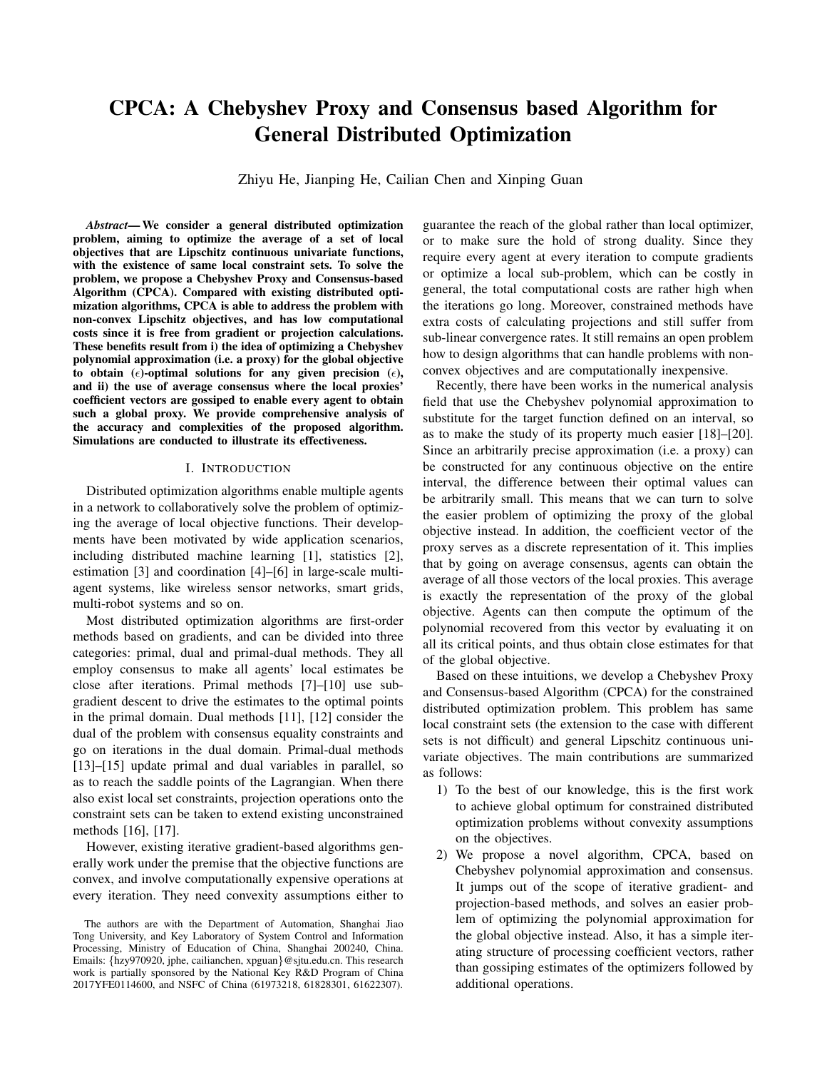# CPCA: A Chebyshev Proxy and Consensus based Algorithm for General Distributed Optimization

Zhiyu He, Jianping He, Cailian Chen and Xinping Guan

***Abstract*— We consider a general distributed optimization problem, aiming to optimize the average of a set of local objectives that are Lipschitz continuous univariate functions, with the existence of same local constraint sets. To solve the problem, we propose a Chebyshev Proxy and Consensus-based Algorithm (CPCA). Compared with existing distributed optimization algorithms, CPCA is able to address the problem with non-convex Lipschitz objectives, and has low computational costs since it is free from gradient or projection calculations. These benefits result from i) the idea of optimizing a Chebyshev polynomial approximation (i.e. a proxy) for the global objective to obtain ($\epsilon$)-optimal solutions for any given precision ($\epsilon$), and ii) the use of average consensus where the local proxies' coefficient vectors are gossiped to enable every agent to obtain such a global proxy. We provide comprehensive analysis of the accuracy and complexities of the proposed algorithm. Simulations are conducted to illustrate its effectiveness.**

## I. Introduction

Distributed optimization algorithms enable multiple agents in a network to collaboratively solve the problem of optimizing the average of local objective functions. Their developments have been motivated by wide application scenarios, including distributed machine learning [1], statistics [2], estimation [3] and coordination [4]–[6] in large-scale multi-agent systems, like wireless sensor networks, smart grids, multi-robot systems and so on.

Most distributed optimization algorithms are first-order methods based on gradients, and can be divided into three categories: primal, dual and primal-dual methods. They all employ consensus to make all agents' local estimates be close after iterations. Primal methods [7]–[10] use subgradient descent to drive the estimates to the optimal points in the primal domain. Dual methods [11], [12] consider the dual of the problem with consensus equality constraints and go on iterations in the dual domain. Primal-dual methods [13]–[15] update primal and dual variables in parallel, so as to reach the saddle points of the Lagrangian. When there also exist local set constraints, projection operations onto the constraint sets can be taken to extend existing unconstrained methods [16], [17].

However, existing iterative gradient-based algorithms generally work under the premise that the objective functions are convex, and involve computationally expensive operations at every iteration. They need convexity assumptions either to guarantee the reach of the global rather than local optimizer, or to make sure the hold of strong duality. Since they require every agent at every iteration to compute gradients or optimize a local sub-problem, which can be costly in general, the total computational costs are rather high when the iterations go long. Moreover, constrained methods have extra costs of calculating projections and still suffer from sub-linear convergence rates. It still remains an open problem how to design algorithms that can handle problems with non-convex objectives and are computationally inexpensive.

Recently, there have been works in the numerical analysis field that use the Chebyshev polynomial approximation to substitute for the target function defined on an interval, so as to make the study of its property much easier [18]–[20]. Since an arbitrarily precise approximation (i.e. a proxy) can be constructed for any continuous objective on the entire interval, the difference between their optimal values can be arbitrarily small. This means that we can turn to solve the easier problem of optimizing the proxy of the global objective instead. In addition, the coefficient vector of the proxy serves as a discrete representation of it. This implies that by going on average consensus, agents can obtain the average of all those vectors of the local proxies. This average is exactly the representation of the proxy of the global objective. Agents can then compute the optimum of the polynomial recovered from this vector by evaluating it on all its critical points, and thus obtain close estimates for that of the global objective.

Based on these intuitions, we develop a Chebyshev Proxy and Consensus-based Algorithm (CPCA) for the constrained distributed optimization problem. This problem has same local constraint sets (the extension to the case with different sets is not difficult) and general Lipschitz continuous univariate objectives. The main contributions are summarized as follows:

1) To the best of our knowledge, this is the first work to achieve global optimum for constrained distributed optimization problems without convexity assumptions on the objectives.
2) We propose a novel algorithm, CPCA, based on Chebyshev polynomial approximation and consensus. It jumps out of the scope of iterative gradient- and projection-based methods, and solves an easier problem of optimizing the polynomial approximation for the global objective instead. Also, it has a simple iterating structure of processing coefficient vectors, rather than gossiping estimates of the optimizers followed by additional operations.

The authors are with the Department of Automation, Shanghai Jiao Tong University, and Key Laboratory of System Control and Information Processing, Ministry of Education of China, Shanghai 200240, China. Emails: {hzy970920, jphe, cailianchen, xpguan}@sjtu.edu.cn. This research work is partially sponsored by the National Key R&D Program of China 2017YFE0114600, and NSFC of China (61973218, 61828301, 61622307).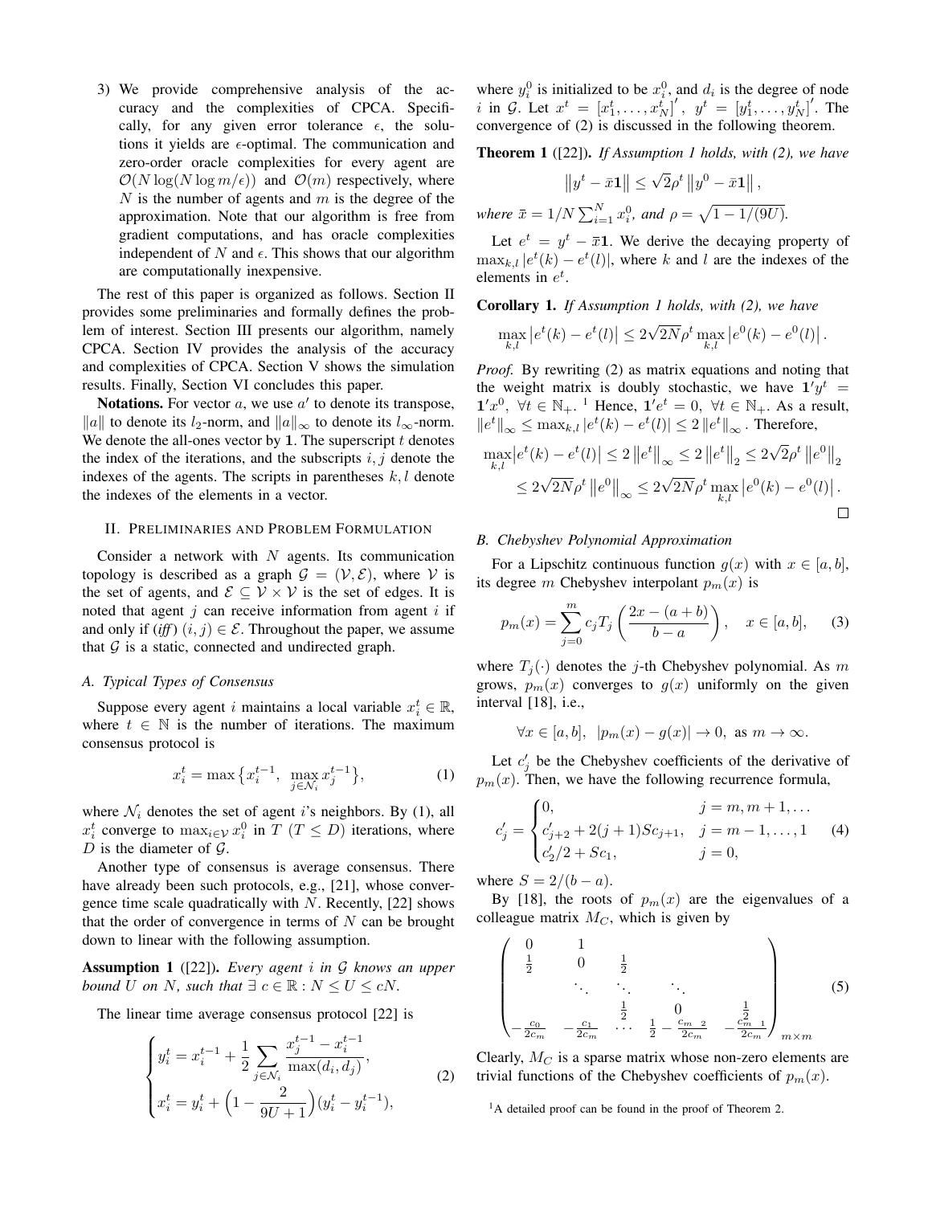3) We provide comprehensive analysis of the accuracy and the complexities of CPCA. Specifically, for any given error tolerance $\epsilon$, the solutions it yields are $\epsilon$-optimal. The communication and zero-order oracle complexities for every agent are $\mathcal{O}(N \log(N \log m/\epsilon))$ and $\mathcal{O}(m)$ respectively, where $N$ is the number of agents and $m$ is the degree of the approximation. Note that our algorithm is free from gradient computations, and has oracle complexities independent of $N$ and $\epsilon$. This shows that our algorithm are computationally inexpensive.

The rest of this paper is organized as follows. Section II provides some preliminaries and formally defines the problem of interest. Section III presents our algorithm, namely CPCA. Section IV provides the analysis of the accuracy and complexities of CPCA. Section V shows the simulation results. Finally, Section VI concludes this paper.

**Notations.** For vector $a$, we use $a'$ to denote its transpose, $\|a\|$ to denote its $l_2$-norm, and $\|a\|_\infty$ to denote its $l_\infty$-norm. We denote the all-ones vector by $\mathbf{1}$. The superscript $t$ denotes the index of the iterations, and the subscripts $i, j$ denote the indexes of the agents. The scripts in parentheses $k, l$ denote the indexes of the elements in a vector.

## II. Preliminaries and Problem Formulation

Consider a network with $N$ agents. Its communication topology is described as a graph $\mathcal{G} = (\mathcal{V}, \mathcal{E})$, where $\mathcal{V}$ is the set of agents, and $\mathcal{E} \subseteq \mathcal{V} \times \mathcal{V}$ is the set of edges. It is noted that agent $j$ can receive information from agent $i$ if and only if (*iff*) $(i, j) \in \mathcal{E}$. Throughout the paper, we assume that $\mathcal{G}$ is a static, connected and undirected graph.

### A. Typical Types of Consensus

Suppose every agent $i$ maintains a local variable $x_i^t \in \mathbb{R}$, where $t \in \mathbb{N}$ is the number of iterations. The maximum consensus protocol is

$$x_i^t = \max\left\{x_i^{t-1}, \ \max_{j \in \mathcal{N}_i} x_j^{t-1}\right\}, \tag{1}$$

where $\mathcal{N}_i$ denotes the set of agent $i$'s neighbors. By (1), all $x_i^t$ converge to $\max_{i \in \mathcal{V}} x_i^0$ in $T$ ($T \leq D$) iterations, where $D$ is the diameter of $\mathcal{G}$.

Another type of consensus is average consensus. There have already been such protocols, e.g., [21], whose convergence time scale quadratically with $N$. Recently, [22] shows that the order of convergence in terms of $N$ can be brought down to linear with the following assumption.

**Assumption 1** ([22]). *Every agent $i$ in $\mathcal{G$ knows an upper bound $U$ on $N$, such that $\exists\, c \in \mathbb{R} : N \leq U \leq cN$.*

The linear time average consensus protocol [22] is

$$\begin{cases} y_i^t = x_i^{t-1} + \dfrac{1}{2} \displaystyle\sum_{j \in \mathcal{N}_i} \dfrac{x_j^{t-1} - x_i^{t-1}}{\max(d_i, d_j)}, \\ x_i^t = y_i^t + \Big(1 - \dfrac{2}{9U+1}\Big)(y_i^t - y_i^{t-1}), \end{cases} \tag{2}$$

where $y_i^0$ is initialized to be $x_i^0$, and $d_i$ is the degree of node $i$ in $\mathcal{G}$. Let $x^t = [x_1^t, \ldots, x_N^t]'$, $y^t = [y_1^t, \ldots, y_N^t]'$. The convergence of (2) is discussed in the following theorem.

**Theorem 1** ([22]). *If Assumption 1 holds, with (2), we have*

$$\left\|y^t - \bar{x}\mathbf{1}\right\| \leq \sqrt{2}\rho^t \left\|y^0 - \bar{x}\mathbf{1}\right\|,$$

*where $\bar{x} = 1/N \sum_{i=1}^N x_i^0$, and $\rho = \sqrt{1 - 1/(9U)}$.*

Let $e^t = y^t - \bar{x}\mathbf{1}$. We derive the decaying property of $\max_{k,l} |e^t(k) - e^t(l)|$, where $k$ and $l$ are the indexes of the elements in $e^t$.

**Corollary 1.** *If Assumption 1 holds, with (2), we have*

$$\max_{k,l} \left|e^t(k) - e^t(l)\right| \leq 2\sqrt{2N}\rho^t \max_{k,l} \left|e^0(k) - e^0(l)\right|.$$

*Proof.* By rewriting (2) as matrix equations and noting that the weight matrix is doubly stochastic, we have $\mathbf{1}'y^t = \mathbf{1}'x^0, \ \forall t \in \mathbb{N}_+$. [1] Hence, $\mathbf{1}'e^t = 0, \ \forall t \in \mathbb{N}_+$. As a result, $\|e^t\|_\infty \leq \max_{k,l} |e^t(k) - e^t(l)| \leq 2\|e^t\|_\infty$. Therefore,

$$\begin{aligned} \max_{k,l}\left|e^t(k) - e^t(l)\right| &\leq 2\left\|e^t\right\|_\infty \leq 2\left\|e^t\right\|_2 \leq 2\sqrt{2}\rho^t \left\|e^0\right\|_2 \\ &\leq 2\sqrt{2N}\rho^t \left\|e^0\right\|_\infty \leq 2\sqrt{2N}\rho^t \max_{k,l}\left|e^0(k) - e^0(l)\right|. \end{aligned}$$

$\square$

### B. Chebyshev Polynomial Approximation

For a Lipschitz continuous function $g(x)$ with $x \in [a, b]$, its degree $m$ Chebyshev interpolant $p_m(x)$ is

$$p_m(x) = \sum_{j=0}^m c_j T_j\left(\frac{2x - (a+b)}{b-a}\right), \quad x \in [a, b], \tag{3}$$

where $T_j(\cdot)$ denotes the $j$-th Chebyshev polynomial. As $m$ grows, $p_m(x)$ converges to $g(x)$ uniformly on the given interval [18], i.e.,

$$\forall x \in [a, b], \ \ |p_m(x) - g(x)| \to 0, \ \text{as } m \to \infty.$$

Let $c_j'$ be the Chebyshev coefficients of the derivative of $p_m(x)$. Then, we have the following recurrence formula,

$$c_j' = \begin{cases} 0, & j = m, m+1, \ldots \\ c_{j+2}' + 2(j+1)Sc_{j+1}, & j = m-1, \ldots, 1 \\ c_2'/2 + Sc_1, & j = 0, \end{cases} \tag{4}$$

where $S = 2/(b-a)$.

By [18], the roots of $p_m(x)$ are the eigenvalues of a colleague matrix $M_C$, which is given by

$$\begin{pmatrix} 0 & 1 & & & \\ \frac{1}{2} & 0 & \frac{1}{2} & & \\ & \ddots & \ddots & \ddots & \\ & & \frac{1}{2} & 0 & \frac{1}{2} \\ -\frac{c_0}{2c_m} & -\frac{c_1}{2c_m} & \cdots & \frac{1}{2} - \frac{c_{m-2}}{2c_m} & -\frac{c_{m-1}}{2c_m} \end{pmatrix}_{m \times m} \tag{5}$$

Clearly, $M_C$ is a sparse matrix whose non-zero elements are trivial functions of the Chebyshev coefficients of $p_m(x)$.

[1] A detailed proof can be found in the proof of Theorem 2.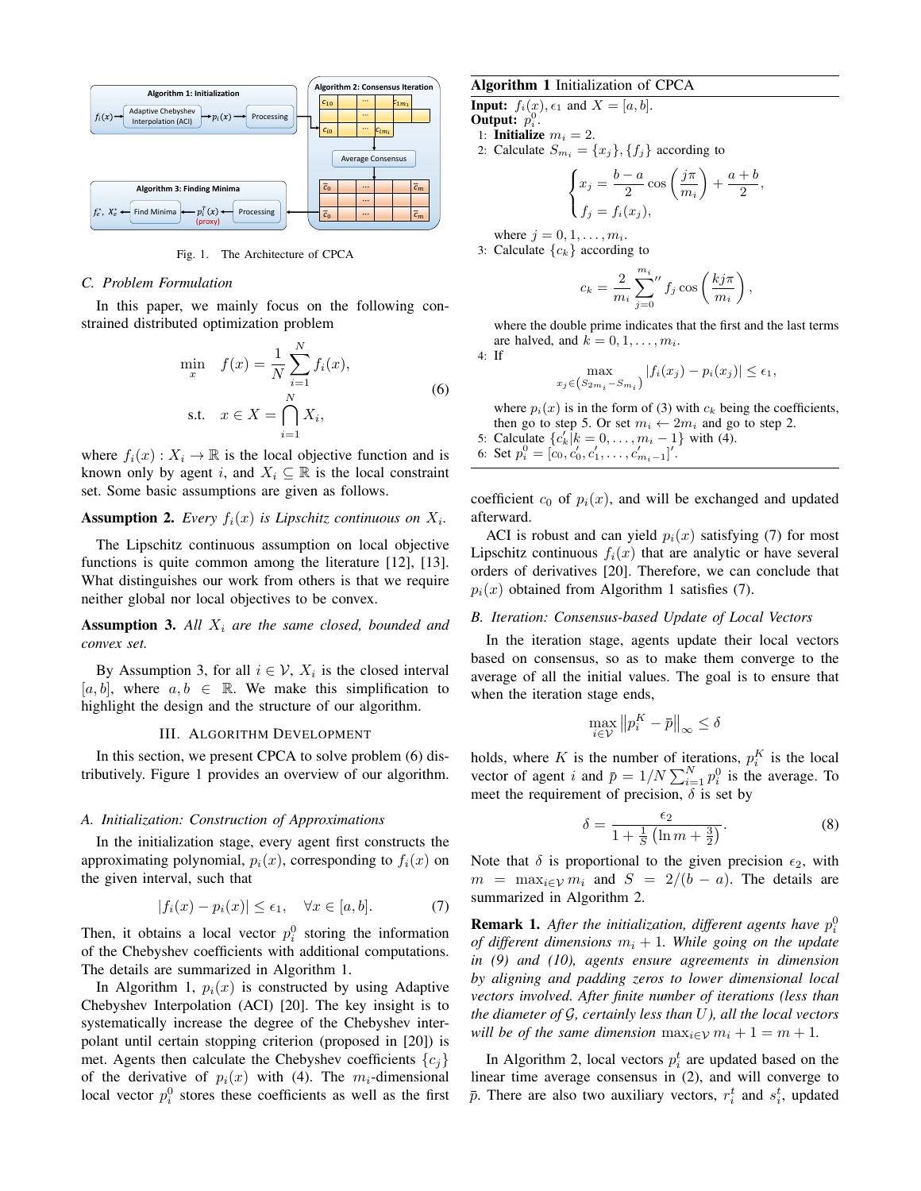Fig. 1. The Architecture of CPCA

### C. Problem Formulation

In this paper, we mainly focus on the following constrained distributed optimization problem

$$\begin{aligned} \min_{x} \quad & f(x) = \frac{1}{N}\sum_{i=1}^{N} f_i(x), \\ \text{s.t.} \quad & x \in X = \bigcap_{i=1}^{N} X_i, \end{aligned} \tag{6}$$

where $f_i(x) : X_i \to \mathbb{R}$ is the local objective function and is known only by agent $i$, and $X_i \subseteq \mathbb{R}$ is the local constraint set. Some basic assumptions are given as follows.

**Assumption 2.** *Every $f_i(x)$ is Lipschitz continuous on $X_i$.*

The Lipschitz continuous assumption on local objective functions is quite common among the literature [12], [13]. What distinguishes our work from others is that we require neither global nor local objectives to be convex.

**Assumption 3.** *All $X_i$ are the same closed, bounded and convex set.*

By Assumption 3, for all $i \in \mathcal{V}$, $X_i$ is the closed interval $[a, b]$, where $a, b \in \mathbb{R}$. We make this simplification to highlight the design and the structure of our algorithm.

## III. Algorithm Development

In this section, we present CPCA to solve problem (6) distributively. Figure 1 provides an overview of our algorithm.

### A. Initialization: Construction of Approximations

In the initialization stage, every agent first constructs the approximating polynomial, $p_i(x)$, corresponding to $f_i(x)$ on the given interval, such that

$$|f_i(x) - p_i(x)| \le \epsilon_1, \quad \forall x \in [a, b]. \tag{7}$$

Then, it obtains a local vector $p_i^0$ storing the information of the Chebyshev coefficients with additional computations. The details are summarized in Algorithm 1.

In Algorithm 1, $p_i(x)$ is constructed by using Adaptive Chebyshev Interpolation (ACI) [20]. The key insight is to systematically increase the degree of the Chebyshev interpolant until certain stopping criterion (proposed in [20]) is met. Agents then calculate the Chebyshev coefficients $\{c_j\}$ of the derivative of $p_i(x)$ with (4). The $m_i$-dimensional local vector $p_i^0$ stores these coefficients as well as the first

---

**Algorithm 1** Initialization of CPCA

**Input:** $f_i(x), \epsilon_1$ and $X = [a, b]$.
**Output:** $p_i^0$.

1: **Initialize** $m_i = 2$.
2: Calculate $S_{m_i} = \{x_j\}, \{f_j\}$ according to
$$\begin{cases} x_j = \dfrac{b-a}{2}\cos\left(\dfrac{j\pi}{m_i}\right) + \dfrac{a+b}{2}, \\ f_j = f_i(x_j), \end{cases}$$
where $j = 0, 1, \ldots, m_i$.
3: Calculate $\{c_k\}$ according to
$$c_k = \frac{2}{m_i}\sum_{j=0}^{m_i}{}'' f_j \cos\left(\frac{kj\pi}{m_i}\right),$$
where the double prime indicates that the first and the last terms are halved, and $k = 0, 1, \ldots, m_i$.
4: If
$$\max_{x_j \in \left(S_{2m_i} - S_{m_i}\right)} |f_i(x_j) - p_i(x_j)| \le \epsilon_1,$$
where $p_i(x)$ is in the form of (3) with $c_k$ being the coefficients, then go to step 5. Or set $m_i \leftarrow 2m_i$ and go to step 2.
5: Calculate $\{c_k' | k = 0, \ldots, m_i - 1\}$ with (4).
6: Set $p_i^0 = [c_0, c_0', c_1', \ldots, c_{m_i-1}']'$.

---

coefficient $c_0$ of $p_i(x)$, and will be exchanged and updated afterward.

ACI is robust and can yield $p_i(x)$ satisfying (7) for most Lipschitz continuous $f_i(x)$ that are analytic or have several orders of derivatives [20]. Therefore, we can conclude that $p_i(x)$ obtained from Algorithm 1 satisfies (7).

### B. Iteration: Consensus-based Update of Local Vectors

In the iteration stage, agents update their local vectors based on consensus, so as to make them converge to the average of all the initial values. The goal is to ensure that when the iteration stage ends,

$$\max_{i \in \mathcal{V}} \left\| p_i^K - \bar{p} \right\|_\infty \le \delta$$

holds, where $K$ is the number of iterations, $p_i^K$ is the local vector of agent $i$ and $\bar{p} = 1/N \sum_{i=1}^{N} p_i^0$ is the average. To meet the requirement of precision, $\delta$ is set by

$$\delta = \frac{\epsilon_2}{1 + \frac{1}{S}\left(\ln m + \frac{3}{2}\right)}. \tag{8}$$

Note that $\delta$ is proportional to the given precision $\epsilon_2$, with $m = \max_{i \in \mathcal{V}} m_i$ and $S = 2/(b-a)$. The details are summarized in Algorithm 2.

**Remark 1.** *After the initialization, different agents have $p_i^0$ of different dimensions $m_i + 1$. While going on the update in (9) and (10), agents ensure agreements in dimension by aligning and padding zeros to lower dimensional local vectors involved. After finite number of iterations (less than the diameter of $\mathcal{G}$, certainly less than $U$), all the local vectors will be of the same dimension $\max_{i \in \mathcal{V}} m_i + 1 = m + 1$.*

In Algorithm 2, local vectors $p_i^t$ are updated based on the linear time average consensus in (2), and will converge to $\bar{p}$. There are also two auxiliary vectors, $r_i^t$ and $s_i^t$, updated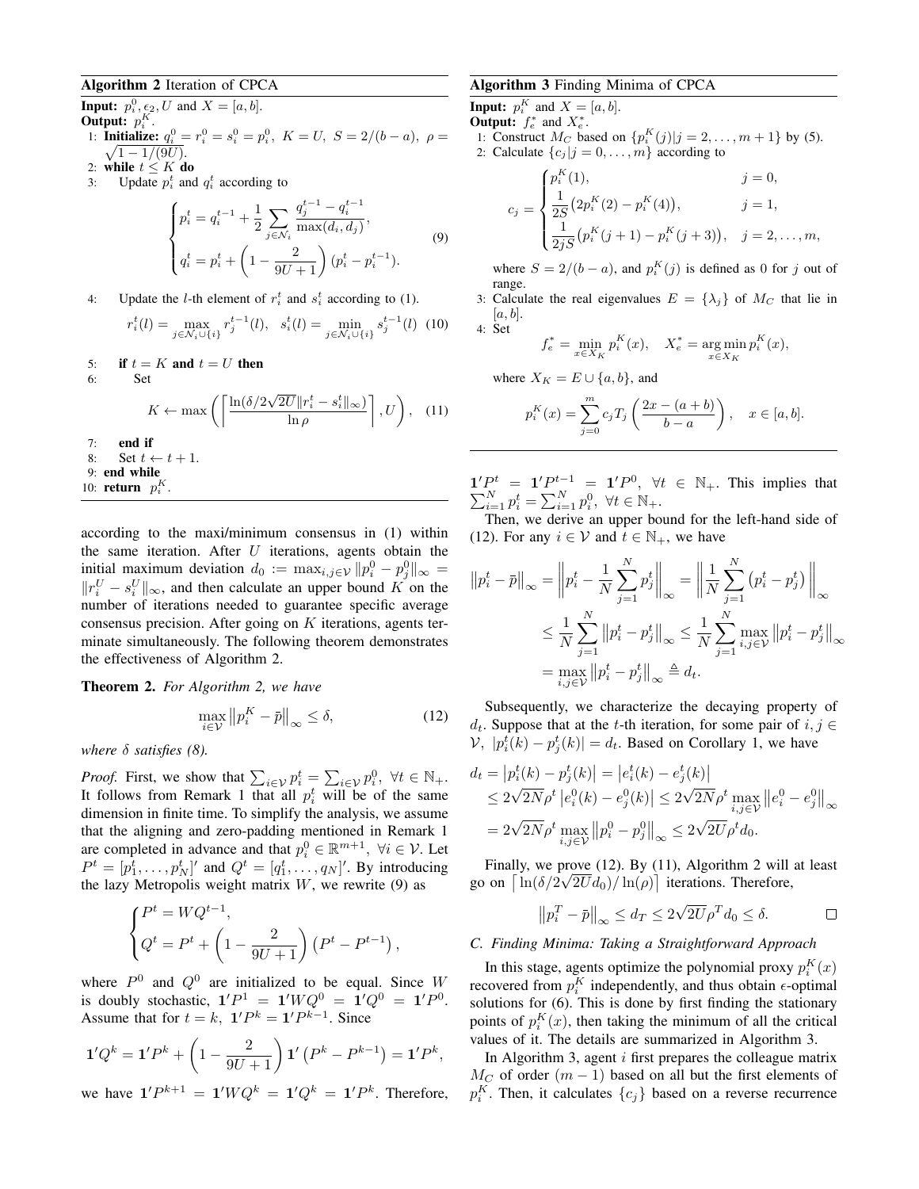**Algorithm 2** Iteration of CPCA

**Input:** $p_i^0, \epsilon_2, U$ and $X = [a, b]$.
**Output:** $p_i^K$.

1: **Initialize:** $q_i^0 = r_i^0 = s_i^0 = p_i^0$, $K = U$, $S = 2/(b-a)$, $\rho = \sqrt{1 - 1/(9U)}$.
2: **while** $t \leq K$ **do**
3: Update $p_i^t$ and $q_i^t$ according to

$$\begin{cases} p_i^t = q_i^{t-1} + \dfrac{1}{2} \displaystyle\sum_{j \in \mathcal{N}_i} \dfrac{q_j^{t-1} - q_i^{t-1}}{\max(d_i, d_j)}, \\ q_i^t = p_i^t + \left(1 - \dfrac{2}{9U+1}\right)(p_i^t - p_i^{t-1}). \end{cases} \tag{9}$$

4: Update the $l$-th element of $r_i^t$ and $s_i^t$ according to (1).

$$r_i^t(l) = \max_{j \in \mathcal{N}_i \cup \{i\}} r_j^{t-1}(l), \quad s_i^t(l) = \min_{j \in \mathcal{N}_i \cup \{i\}} s_j^{t-1}(l) \tag{10}$$

5: **if** $t = K$ **and** $t = U$ **then**
6: Set

$$K \leftarrow \max\left( \left\lceil \frac{\ln(\delta / 2\sqrt{2U} \|r_i^t - s_i^t\|_\infty)}{\ln \rho} \right\rceil, U \right), \tag{11}$$

7: **end if**
8: Set $t \leftarrow t + 1$.
9: **end while**
10: **return** $p_i^K$.

according to the maxi/minimum consensus in (1) within the same iteration. After $U$ iterations, agents obtain the initial maximum deviation $d_0 := \max_{i,j \in \mathcal{V}} \|p_i^0 - p_j^0\|_\infty = \|r_i^U - s_i^U\|_\infty$, and then calculate an upper bound $K$ on the number of iterations needed to guarantee specific average consensus precision. After going on $K$ iterations, agents terminate simultaneously. The following theorem demonstrates the effectiveness of Algorithm 2.

**Theorem 2.** *For Algorithm 2, we have*

$$\max_{i \in \mathcal{V}} \left\| p_i^K - \bar{p} \right\|_\infty \leq \delta, \tag{12}$$

*where $\delta$ satisfies (8).*

*Proof.* First, we show that $\sum_{i \in \mathcal{V}} p_i^t = \sum_{i \in \mathcal{V}} p_i^0$, $\forall t \in \mathbb{N}_+$. It follows from Remark 1 that all $p_i^t$ will be of the same dimension in finite time. To simplify the analysis, we assume that the aligning and zero-padding mentioned in Remark 1 are completed in advance and that $p_i^0 \in \mathbb{R}^{m+1}$, $\forall i \in \mathcal{V}$. Let $P^t = [p_1^t, \ldots, p_N^t]'$ and $Q^t = [q_1^t, \ldots, q_N]'$. By introducing the lazy Metropolis weight matrix $W$, we rewrite (9) as

$$\begin{cases} P^t = WQ^{t-1}, \\ Q^t = P^t + \left(1 - \dfrac{2}{9U+1}\right)\left(P^t - P^{t-1}\right), \end{cases}$$

where $P^0$ and $Q^0$ are initialized to be equal. Since $W$ is doubly stochastic, $\mathbf{1}'P^1 = \mathbf{1}'WQ^0 = \mathbf{1}'Q^0 = \mathbf{1}'P^0$. Assume that for $t = k$, $\mathbf{1}'P^k = \mathbf{1}'P^{k-1}$. Since

$$\mathbf{1}'Q^k = \mathbf{1}'P^k + \left(1 - \frac{2}{9U+1}\right)\mathbf{1}'\left(P^k - P^{k-1}\right) = \mathbf{1}'P^k,$$

we have $\mathbf{1}'P^{k+1} = \mathbf{1}'WQ^k = \mathbf{1}'Q^k = \mathbf{1}'P^k$. Therefore, $\mathbf{1}'P^t = \mathbf{1}'P^{t-1} = \mathbf{1}'P^0$, $\forall t \in \mathbb{N}_+$. This implies that $\sum_{i=1}^N p_i^t = \sum_{i=1}^N p_i^0$, $\forall t \in \mathbb{N}_+$.

Then, we derive an upper bound for the left-hand side of (12). For any $i \in \mathcal{V}$ and $t \in \mathbb{N}_+$, we have

$$\begin{aligned} \left\| p_i^t - \bar{p} \right\|_\infty &= \left\| p_i^t - \frac{1}{N} \sum_{j=1}^N p_j^t \right\|_\infty = \left\| \frac{1}{N} \sum_{j=1}^N \left( p_i^t - p_j^t \right) \right\|_\infty \\ &\leq \frac{1}{N} \sum_{j=1}^N \left\| p_i^t - p_j^t \right\|_\infty \leq \frac{1}{N} \sum_{j=1}^N \max_{i,j \in \mathcal{V}} \left\| p_i^t - p_j^t \right\|_\infty \\ &= \max_{i,j \in \mathcal{V}} \left\| p_i^t - p_j^t \right\|_\infty \triangleq d_t. \end{aligned}$$

Subsequently, we characterize the decaying property of $d_t$. Suppose that at the $t$-th iteration, for some pair of $i, j \in \mathcal{V}$, $|p_i^t(k) - p_j^t(k)| = d_t$. Based on Corollary 1, we have

$$\begin{aligned} d_t &= \left| p_i^t(k) - p_j^t(k) \right| = \left| e_i^t(k) - e_j^t(k) \right| \\ &\leq 2\sqrt{2N} \rho^t \left| e_i^0(k) - e_j^0(k) \right| \leq 2\sqrt{2N} \rho^t \max_{i,j \in \mathcal{V}} \left\| e_i^0 - e_j^0 \right\|_\infty \\ &= 2\sqrt{2N} \rho^t \max_{i,j \in \mathcal{V}} \left\| p_i^0 - p_j^0 \right\|_\infty \leq 2\sqrt{2U} \rho^t d_0. \end{aligned}$$

Finally, we prove (12). By (11), Algorithm 2 will at least go on $\lceil \ln(\delta / 2\sqrt{2U} d_0) / \ln(\rho) \rceil$ iterations. Therefore,

$$\left\| p_i^T - \bar{p} \right\|_\infty \leq d_T \leq 2\sqrt{2U} \rho^T d_0 \leq \delta. \qquad \square$$

**Algorithm 3** Finding Minima of CPCA

**Input:** $p_i^K$ and $X = [a, b]$.
**Output:** $f_e^*$ and $X_e^*$.

1: Construct $M_C$ based on $\{p_i^K(j) | j = 2, \ldots, m+1\}$ by (5).
2: Calculate $\{c_j | j = 0, \ldots, m\}$ according to

$$c_j = \begin{cases} p_i^K(1), & j = 0, \\ \dfrac{1}{2S}\big(2p_i^K(2) - p_i^K(4)\big), & j = 1, \\ \dfrac{1}{2jS}\big(p_i^K(j+1) - p_i^K(j+3)\big), & j = 2, \ldots, m, \end{cases}$$

where $S = 2/(b-a)$, and $p_i^K(j)$ is defined as 0 for $j$ out of range.

3: Calculate the real eigenvalues $E = \{\lambda_j\}$ of $M_C$ that lie in $[a, b]$.
4: Set

$$f_e^* = \min_{x \in X_K} p_i^K(x), \quad X_e^* = \arg\min_{x \in X_K} p_i^K(x),$$

where $X_K = E \cup \{a, b\}$, and

$$p_i^K(x) = \sum_{j=0}^m c_j T_j\left(\frac{2x - (a+b)}{b-a}\right), \quad x \in [a, b].$$

### C. Finding Minima: Taking a Straightforward Approach

In this stage, agents optimize the polynomial proxy $p_i^K(x)$ recovered from $p_i^K$ independently, and thus obtain $\epsilon$-optimal solutions for (6). This is done by first finding the stationary points of $p_i^K(x)$, then taking the minimum of all the critical values of it. The details are summarized in Algorithm 3.

In Algorithm 3, agent $i$ first prepares the colleague matrix $M_C$ of order $(m-1)$ based on all but the first elements of $p_i^K$. Then, it calculates $\{c_j\}$ based on a reverse recurrence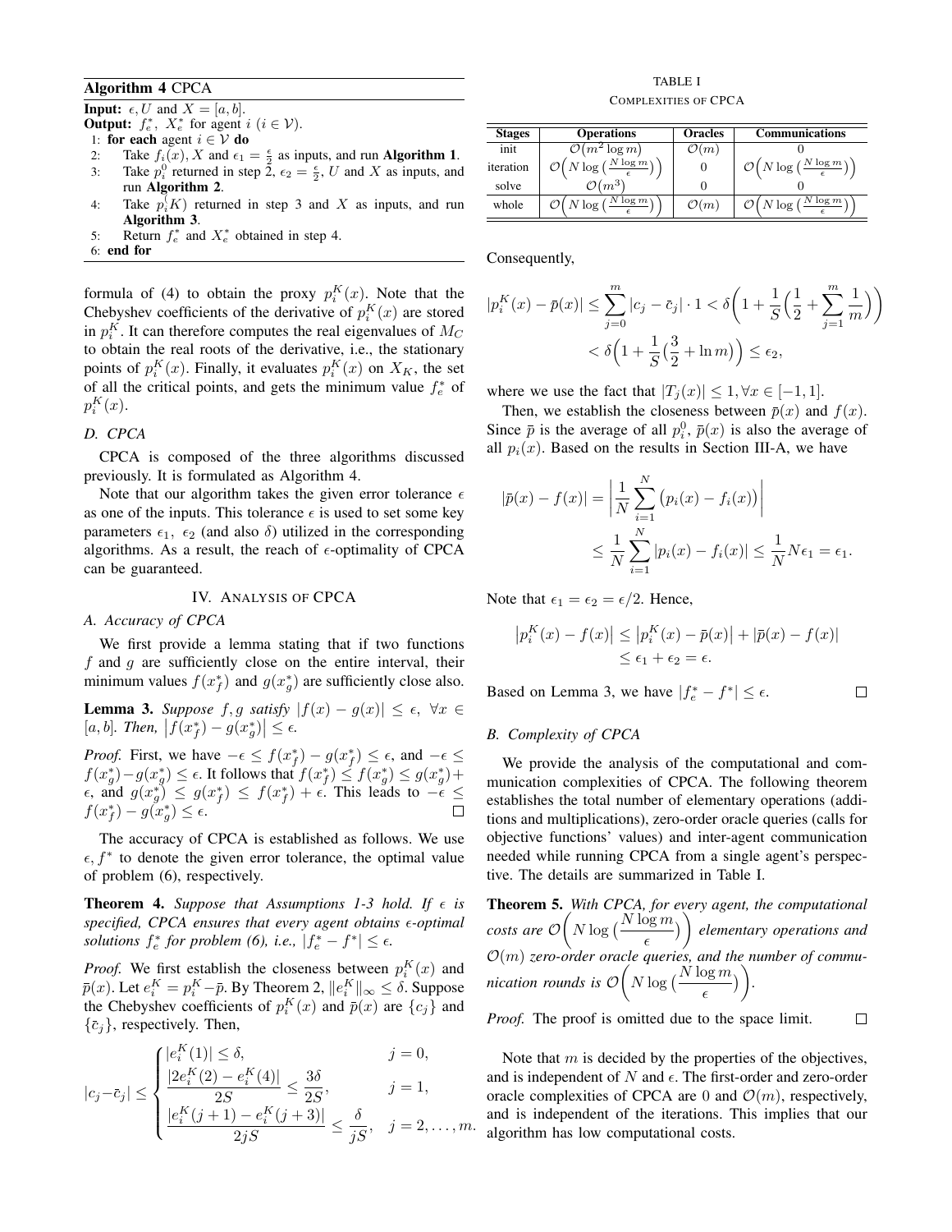**Algorithm 4** CPCA

**Input:** $\epsilon, U$ and $X = [a, b]$.
**Output:** $f_e^*,\ X_e^*$ for agent $i$ ($i \in \mathcal{V}$).

1: **for each** agent $i \in \mathcal{V}$ **do**
2: Take $f_i(x)$, $X$ and $\epsilon_1 = \frac{\epsilon}{2}$ as inputs, and run **Algorithm 1**.
3: Take $p_i^0$ returned in step 2, $\epsilon_2 = \frac{\epsilon}{2}$, $U$ and $X$ as inputs, and run **Algorithm 2**.
4: Take $p_i(K)$ returned in step 3 and $X$ as inputs, and run **Algorithm 3**.
5: Return $f_e^*$ and $X_e^*$ obtained in step 4.
6: **end for**

formula of (4) to obtain the proxy $p_i^K(x)$. Note that the Chebyshev coefficients of the derivative of $p_i^K(x)$ are stored in $p_i^K$. It can therefore computes the real eigenvalues of $M_C$ to obtain the real roots of the derivative, i.e., the stationary points of $p_i^K(x)$. Finally, it evaluates $p_i^K(x)$ on $X_K$, the set of all the critical points, and gets the minimum value $f_e^*$ of $p_i^K(x)$.

### D. CPCA

CPCA is composed of the three algorithms discussed previously. It is formulated as Algorithm 4.

Note that our algorithm takes the given error tolerance $\epsilon$ as one of the inputs. This tolerance $\epsilon$ is used to set some key parameters $\epsilon_1$, $\epsilon_2$ (and also $\delta$) utilized in the corresponding algorithms. As a result, the reach of $\epsilon$-optimality of CPCA can be guaranteed.

## IV. Analysis of CPCA

### A. Accuracy of CPCA

We first provide a lemma stating that if two functions $f$ and $g$ are sufficiently close on the entire interval, their minimum values $f(x_f^*)$ and $g(x_g^*)$ are sufficiently close also.

**Lemma 3.** *Suppose $f, g$ satisfy $|f(x) - g(x)| \leq \epsilon,\ \forall x \in [a, b]$. Then, $\left|f(x_f^*) - g(x_g^*)\right| \leq \epsilon$.*

*Proof.* First, we have $-\epsilon \leq f(x_f^*) - g(x_f^*) \leq \epsilon$, and $-\epsilon \leq f(x_g^*) - g(x_g^*) \leq \epsilon$. It follows that $f(x_f^*) \leq f(x_g^*) \leq g(x_g^*) + \epsilon$, and $g(x_g^*) \leq g(x_f^*) \leq f(x_f^*) + \epsilon$. This leads to $-\epsilon \leq f(x_f^*) - g(x_g^*) \leq \epsilon$. ∎

The accuracy of CPCA is established as follows. We use $\epsilon, f^*$ to denote the given error tolerance, the optimal value of problem (6), respectively.

**Theorem 4.** *Suppose that Assumptions 1-3 hold. If $\epsilon$ is specified, CPCA ensures that every agent obtains $\epsilon$-optimal solutions $f_e^*$ for problem (6), i.e., $|f_e^* - f^*| \leq \epsilon$.*

*Proof.* We first establish the closeness between $p_i^K(x)$ and $\bar{p}(x)$. Let $e_i^K = p_i^K - \bar{p}$. By Theorem 2, $\|e_i^K\|_\infty \leq \delta$. Suppose the Chebyshev coefficients of $p_i^K(x)$ and $\bar{p}(x)$ are $\{c_j\}$ and $\{\bar{c}_j\}$, respectively. Then,

$$|c_j - \bar{c}_j| \leq \begin{cases} |e_i^K(1)| \leq \delta, & j = 0, \\ \dfrac{|2e_i^K(2) - e_i^K(4)|}{2S} \leq \dfrac{3\delta}{2S}, & j = 1, \\ \dfrac{|e_i^K(j+1) - e_i^K(j+3)|}{2jS} \leq \dfrac{\delta}{jS}, & j = 2, \ldots, m. \end{cases}$$

Consequently,

$$\begin{aligned} |p_i^K(x) - \bar{p}(x)| &\leq \sum_{j=0}^{m} |c_j - \bar{c}_j| \cdot 1 < \delta\bigg(1 + \frac{1}{S}\Big(\frac{1}{2} + \sum_{j=1}^{m} \frac{1}{m}\Big)\bigg) \\ &< \delta\Big(1 + \frac{1}{S}\Big(\frac{3}{2} + \ln m\Big)\Big) \leq \epsilon_2, \end{aligned}$$

where we use the fact that $|T_j(x)| \leq 1, \forall x \in [-1, 1]$.

Then, we establish the closeness between $\bar{p}(x)$ and $f(x)$. Since $\bar{p}$ is the average of all $p_i^0$, $\bar{p}(x)$ is also the average of all $p_i(x)$. Based on the results in Section III-A, we have

$$\begin{aligned} |\bar{p}(x) - f(x)| &= \left|\frac{1}{N}\sum_{i=1}^{N}\big(p_i(x) - f_i(x)\big)\right| \\ &\leq \frac{1}{N}\sum_{i=1}^{N}|p_i(x) - f_i(x)| \leq \frac{1}{N}N\epsilon_1 = \epsilon_1. \end{aligned}$$

Note that $\epsilon_1 = \epsilon_2 = \epsilon/2$. Hence,

$$\begin{aligned} \left|p_i^K(x) - f(x)\right| &\leq \left|p_i^K(x) - \bar{p}(x)\right| + |\bar{p}(x) - f(x)| \\ &\leq \epsilon_1 + \epsilon_2 = \epsilon. \end{aligned}$$

Based on Lemma 3, we have $|f_e^* - f^*| \leq \epsilon$. ∎

### B. Complexity of CPCA

We provide the analysis of the computational and communication complexities of CPCA. The following theorem establishes the total number of elementary operations (additions and multiplications), zero-order oracle queries (calls for objective functions' values) and inter-agent communication needed while running CPCA from a single agent's perspective. The details are summarized in Table I.

TABLE I
Complexities of CPCA

| Stages | Operations | Oracles | Communications |
|---|---|---|---|
| init | $\mathcal{O}(m^2 \log m)$ | $\mathcal{O}(m)$ | 0 |
| iteration | $\mathcal{O}\Big(N \log\big(\frac{N \log m}{\epsilon}\big)\Big)$ | 0 | $\mathcal{O}\Big(N \log\big(\frac{N \log m}{\epsilon}\big)\Big)$ |
| solve | $\mathcal{O}(m^3)$ | 0 | 0 |
| whole | $\mathcal{O}\Big(N \log\big(\frac{N \log m}{\epsilon}\big)\Big)$ | $\mathcal{O}(m)$ | $\mathcal{O}\Big(N \log\big(\frac{N \log m}{\epsilon}\big)\Big)$ |

**Theorem 5.** *With CPCA, for every agent, the computational costs are $\mathcal{O}\bigg(N \log\big(\dfrac{N \log m}{\epsilon}\big)\bigg)$ elementary operations and $\mathcal{O}(m)$ zero-order oracle queries, and the number of communication rounds is $\mathcal{O}\bigg(N \log\big(\dfrac{N \log m}{\epsilon}\big)\bigg)$.*

*Proof.* The proof is omitted due to the space limit. ∎

Note that $m$ is decided by the properties of the objectives, and is independent of $N$ and $\epsilon$. The first-order and zero-order oracle complexities of CPCA are 0 and $\mathcal{O}(m)$, respectively, and is independent of the iterations. This implies that our algorithm has low computational costs.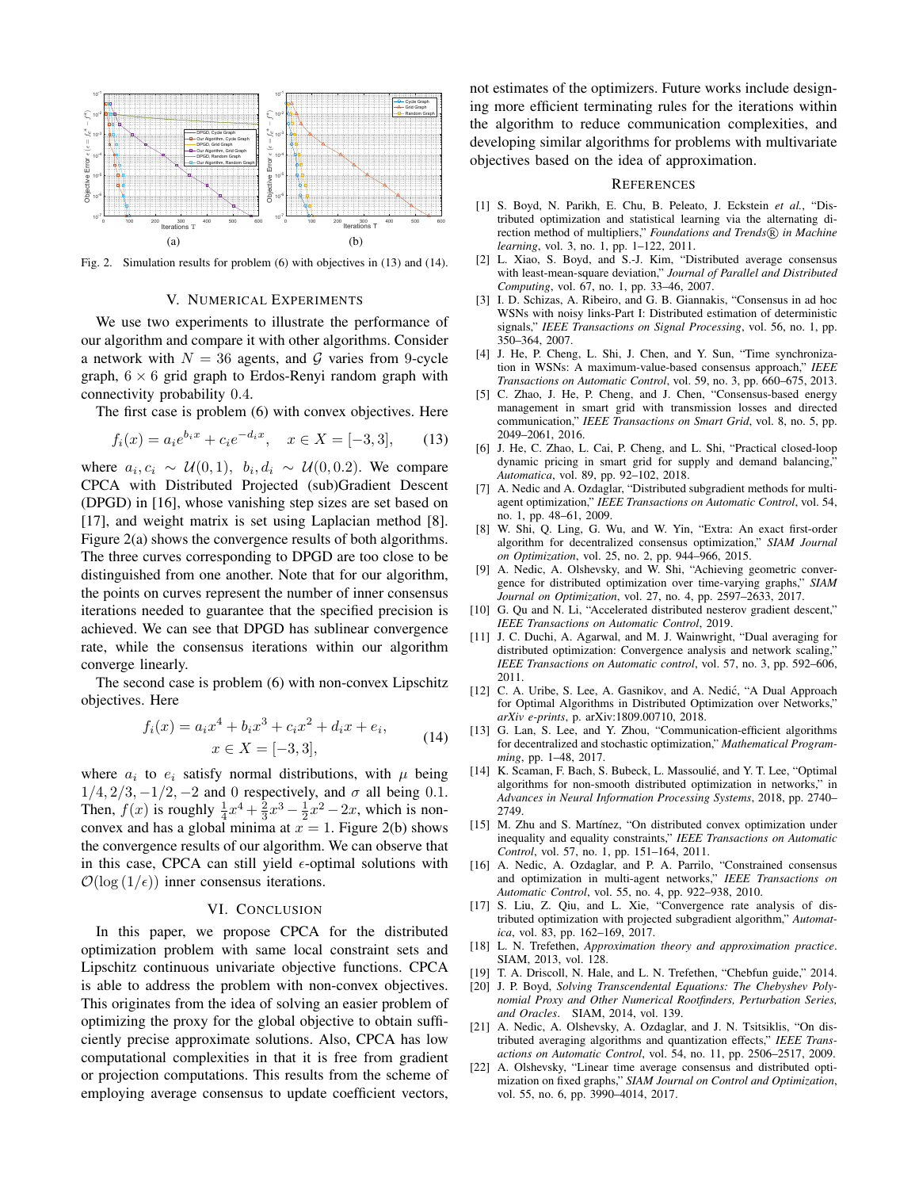Objective Error $\epsilon$ ($\epsilon = f_a^* - f^*$)

Iterations T

DPGD, Cycle Graph
Our Algorithm, Cycle Graph
DPGD, Grid Graph
Our Algorithm, Grid Graph
DPGD, Random Graph
Our Algorithm, Random Graph

(a)

Cycle Graph
Grid Graph
Random Graph

(b)

Fig. 2. Simulation results for problem (6) with objectives in (13) and (14).

## V. Numerical Experiments

We use two experiments to illustrate the performance of our algorithm and compare it with other algorithms. Consider a network with $N = 36$ agents, and $\mathcal{G}$ varies from 9-cycle graph, $6 \times 6$ grid graph to Erdos-Renyi random graph with connectivity probability 0.4.

The first case is problem (6) with convex objectives. Here

$$f_i(x) = a_i e^{b_i x} + c_i e^{-d_i x}, \quad x \in X = [-3, 3], \tag{13}$$

where $a_i, c_i \sim \mathcal{U}(0, 1)$, $b_i, d_i \sim \mathcal{U}(0, 0.2)$. We compare CPCA with Distributed Projected (sub)Gradient Descent (DPGD) in [16], whose vanishing step sizes are set based on [17], and weight matrix is set using Laplacian method [8]. Figure 2(a) shows the convergence results of both algorithms. The three curves corresponding to DPGD are too close to be distinguished from one another. Note that for our algorithm, the points on curves represent the number of inner consensus iterations needed to guarantee that the specified precision is achieved. We can see that DPGD has sublinear convergence rate, while the consensus iterations within our algorithm converge linearly.

The second case is problem (6) with non-convex Lipschitz objectives. Here

$$\begin{aligned} f_i(x) = a_i x^4 + b_i x^3 + c_i x^2 + d_i x + e_i, \\ x \in X = [-3, 3], \end{aligned} \tag{14}$$

where $a_i$ to $e_i$ satisfy normal distributions, with $\mu$ being $1/4, 2/3, -1/2, -2$ and 0 respectively, and $\sigma$ all being 0.1. Then, $f(x)$ is roughly $\frac{1}{4}x^4 + \frac{2}{3}x^3 - \frac{1}{2}x^2 - 2x$, which is non-convex and has a global minima at $x = 1$. Figure 2(b) shows the convergence results of our algorithm. We can observe that in this case, CPCA can still yield $\epsilon$-optimal solutions with $\mathcal{O}(\log(1/\epsilon))$ inner consensus iterations.

## VI. Conclusion

In this paper, we propose CPCA for the distributed optimization problem with same local constraint sets and Lipschitz continuous univariate objective functions. CPCA is able to address the problem with non-convex objectives. This originates from the idea of solving an easier problem of optimizing the proxy for the global objective to obtain sufficiently precise approximate solutions. Also, CPCA has low computational complexities in that it is free from gradient or projection computations. This results from the scheme of employing average consensus to update coefficient vectors, not estimates of the optimizers. Future works include designing more efficient terminating rules for the iterations within the algorithm to reduce communication complexities, and developing similar algorithms for problems with multivariate objectives based on the idea of approximation.

## References

[1] S. Boyd, N. Parikh, E. Chu, B. Peleato, J. Eckstein *et al.*, "Distributed optimization and statistical learning via the alternating direction method of multipliers," *Foundations and Trends® in Machine learning*, vol. 3, no. 1, pp. 1–122, 2011.

[2] L. Xiao, S. Boyd, and S.-J. Kim, "Distributed average consensus with least-mean-square deviation," *Journal of Parallel and Distributed Computing*, vol. 67, no. 1, pp. 33–46, 2007.

[3] I. D. Schizas, A. Ribeiro, and G. B. Giannakis, "Consensus in ad hoc WSNs with noisy links-Part I: Distributed estimation of deterministic signals," *IEEE Transactions on Signal Processing*, vol. 56, no. 1, pp. 350–364, 2007.

[4] J. He, P. Cheng, L. Shi, J. Chen, and Y. Sun, "Time synchronization in WSNs: A maximum-value-based consensus approach," *IEEE Transactions on Automatic Control*, vol. 59, no. 3, pp. 660–675, 2013.

[5] C. Zhao, J. He, P. Cheng, and J. Chen, "Consensus-based energy management in smart grid with transmission losses and directed communication," *IEEE Transactions on Smart Grid*, vol. 8, no. 5, pp. 2049–2061, 2016.

[6] J. He, C. Zhao, L. Cai, P. Cheng, and L. Shi, "Practical closed-loop dynamic pricing in smart grid for supply and demand balancing," *Automatica*, vol. 89, pp. 92–102, 2018.

[7] A. Nedic and A. Ozdaglar, "Distributed subgradient methods for multi-agent optimization," *IEEE Transactions on Automatic Control*, vol. 54, no. 1, pp. 48–61, 2009.

[8] W. Shi, Q. Ling, G. Wu, and W. Yin, "Extra: An exact first-order algorithm for decentralized consensus optimization," *SIAM Journal on Optimization*, vol. 25, no. 2, pp. 944–966, 2015.

[9] A. Nedic, A. Olshevsky, and W. Shi, "Achieving geometric convergence for distributed optimization over time-varying graphs," *SIAM Journal on Optimization*, vol. 27, no. 4, pp. 2597–2633, 2017.

[10] G. Qu and N. Li, "Accelerated distributed nesterov gradient descent," *IEEE Transactions on Automatic Control*, 2019.

[11] J. C. Duchi, A. Agarwal, and M. J. Wainwright, "Dual averaging for distributed optimization: Convergence analysis and network scaling," *IEEE Transactions on Automatic control*, vol. 57, no. 3, pp. 592–606, 2011.

[12] C. A. Uribe, S. Lee, A. Gasnikov, and A. Nedić, "A Dual Approach for Optimal Algorithms in Distributed Optimization over Networks," *arXiv e-prints*, p. arXiv:1809.00710, 2018.

[13] G. Lan, S. Lee, and Y. Zhou, "Communication-efficient algorithms for decentralized and stochastic optimization," *Mathematical Programming*, pp. 1–48, 2017.

[14] K. Scaman, F. Bach, S. Bubeck, L. Massoulié, and Y. T. Lee, "Optimal algorithms for non-smooth distributed optimization in networks," in *Advances in Neural Information Processing Systems*, 2018, pp. 2740–2749.

[15] M. Zhu and S. Martínez, "On distributed convex optimization under inequality and equality constraints," *IEEE Transactions on Automatic Control*, vol. 57, no. 1, pp. 151–164, 2011.

[16] A. Nedic, A. Ozdaglar, and P. A. Parrilo, "Constrained consensus and optimization in multi-agent networks," *IEEE Transactions on Automatic Control*, vol. 55, no. 4, pp. 922–938, 2010.

[17] S. Liu, Z. Qiu, and L. Xie, "Convergence rate analysis of distributed optimization with projected subgradient algorithm," *Automatica*, vol. 83, pp. 162–169, 2017.

[18] L. N. Trefethen, *Approximation theory and approximation practice*. SIAM, 2013, vol. 128.

[19] T. A. Driscoll, N. Hale, and L. N. Trefethen, "Chebfun guide," 2014.

[20] J. P. Boyd, *Solving Transcendental Equations: The Chebyshev Polynomial Proxy and Other Numerical Rootfinders, Perturbation Series, and Oracles*. SIAM, 2014, vol. 139.

[21] A. Nedic, A. Olshevsky, A. Ozdaglar, and J. N. Tsitsiklis, "On distributed averaging algorithms and quantization effects," *IEEE Transactions on Automatic Control*, vol. 54, no. 11, pp. 2506–2517, 2009.

[22] A. Olshevsky, "Linear time average consensus and distributed optimization on fixed graphs," *SIAM Journal on Control and Optimization*, vol. 55, no. 6, pp. 3990–4014, 2017.